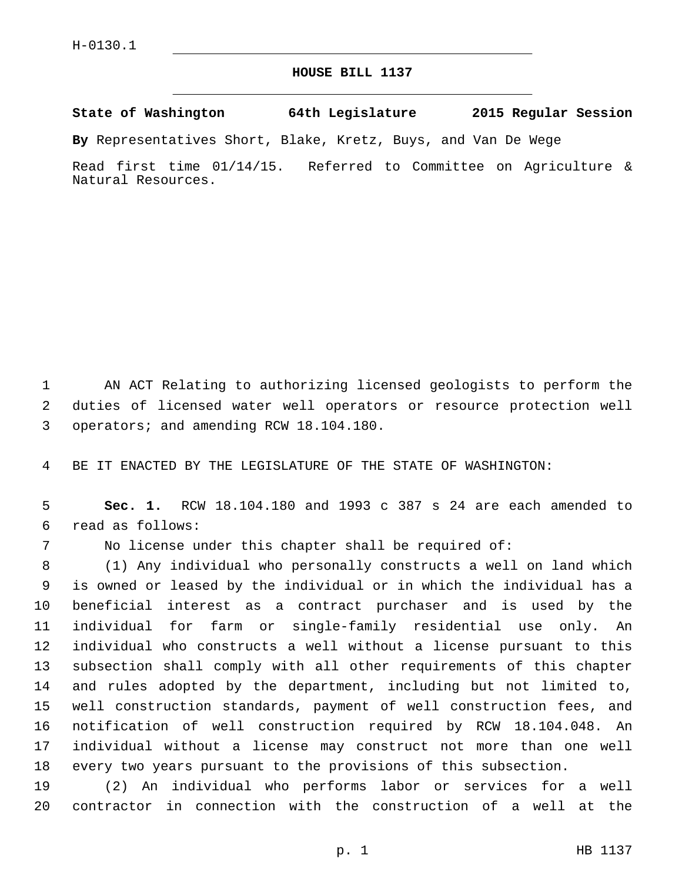H-0130.1

# HOUSE BILL 1137

**State of Washington 64th Legislature 2015 Regular Session**

**By** Representatives Short, Blake, Kretz, Buys, and Van De Wege

Read first time 01/14/15. Referred to Committee on Agriculture & Natural Resources.

AN ACT Relating to authorizing licensed geologists to perform the duties of licensed water well operators or resource protection well operators; and amending RCW 18.104.180.

BE IT ENACTED BY THE LEGISLATURE OF THE STATE OF WASHINGTON:

**Sec. 1.** RCW 18.104.180 and 1993 c 387 s 24 are each amended to read as follows:

No license under this chapter shall be required of:

(1) Any individual who personally constructs a well on land which is owned or leased by the individual or in which the individual has a beneficial interest as a contract purchaser and is used by the individual for farm or single-family residential use only. An individual who constructs a well without a license pursuant to this subsection shall comply with all other requirements of this chapter and rules adopted by the department, including but not limited to, well construction standards, payment of well construction fees, and notification of well construction required by RCW 18.104.048. An individual without a license may construct not more than one well every two years pursuant to the provisions of this subsection.

(2) An individual who performs labor or services for a well contractor in connection with the construction of a well at the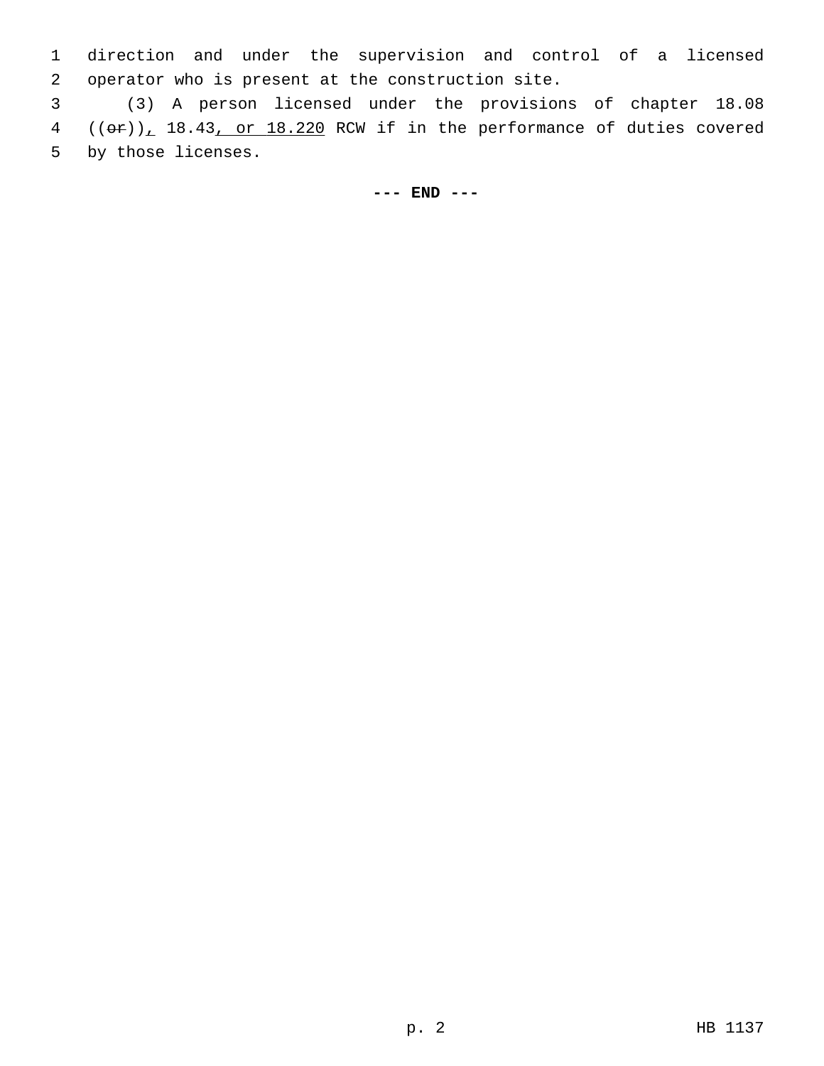direction and under the supervision and control of a licensed operator who is present at the construction site.

(3) A person licensed under the provisions of chapter 18.08 ((~~or~~)), 18.43, or 18.220 RCW if in the performance of duties covered by those licenses.

**--- END ---**